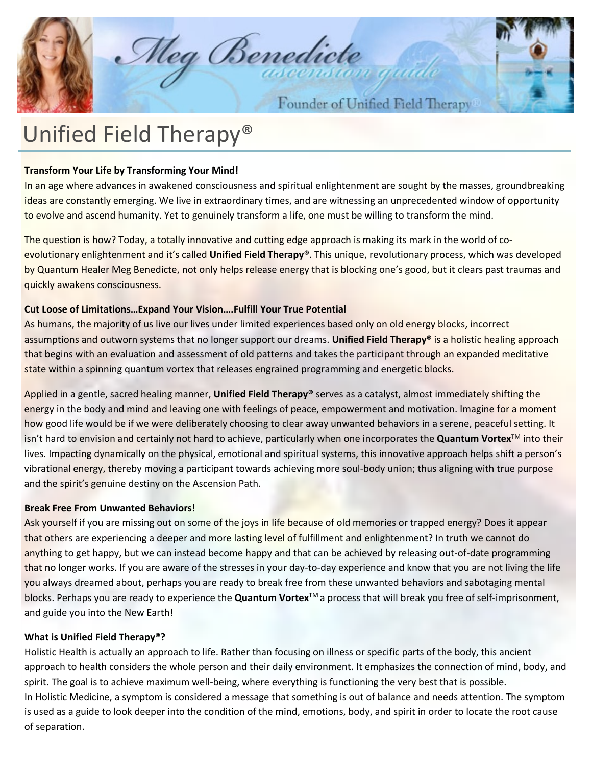# Unified Field Therapy®

**Transform Your Life by Transforming Your Mind!**
In an age where advances in awakened consciousness and spiritual enlightenment are sought by the masses, groundbreaking ideas are constantly emerging. We live in extraordinary times, and are witnessing an unprecedented window of opportunity to evolve and ascend humanity. Yet to genuinely transform a life, one must be willing to transform the mind.

The question is how? Today, a totally innovative and cutting edge approach is making its mark in the world of co-evolutionary enlightenment and it's called **Unified Field Therapy®**. This unique, revolutionary process, which was developed by Quantum Healer Meg Benedicte, not only helps release energy that is blocking one's good, but it clears past traumas and quickly awakens consciousness.

**Cut Loose of Limitations…Expand Your Vision….Fulfill Your True Potential**
As humans, the majority of us live our lives under limited experiences based only on old energy blocks, incorrect assumptions and outworn systems that no longer support our dreams. **Unified Field Therapy®** is a holistic healing approach that begins with an evaluation and assessment of old patterns and takes the participant through an expanded meditative state within a spinning quantum vortex that releases engrained programming and energetic blocks.

Applied in a gentle, sacred healing manner, **Unified Field Therapy®** serves as a catalyst, almost immediately shifting the energy in the body and mind and leaving one with feelings of peace, empowerment and motivation. Imagine for a moment how good life would be if we were deliberately choosing to clear away unwanted behaviors in a serene, peaceful setting. It isn't hard to envision and certainly not hard to achieve, particularly when one incorporates the **Quantum Vortex**™ into their lives. Impacting dynamically on the physical, emotional and spiritual systems, this innovative approach helps shift a person's vibrational energy, thereby moving a participant towards achieving more soul-body union; thus aligning with true purpose and the spirit's genuine destiny on the Ascension Path.

**Break Free From Unwanted Behaviors!**
Ask yourself if you are missing out on some of the joys in life because of old memories or trapped energy? Does it appear that others are experiencing a deeper and more lasting level of fulfillment and enlightenment? In truth we cannot do anything to get happy, but we can instead become happy and that can be achieved by releasing out-of-date programming that no longer works. If you are aware of the stresses in your day-to-day experience and know that you are not living the life you always dreamed about, perhaps you are ready to break free from these unwanted behaviors and sabotaging mental blocks. Perhaps you are ready to experience the **Quantum Vortex**™ a process that will break you free of self-imprisonment, and guide you into the New Earth!

**What is Unified Field Therapy®?**
Holistic Health is actually an approach to life. Rather than focusing on illness or specific parts of the body, this ancient approach to health considers the whole person and their daily environment. It emphasizes the connection of mind, body, and spirit. The goal is to achieve maximum well-being, where everything is functioning the very best that is possible.
In Holistic Medicine, a symptom is considered a message that something is out of balance and needs attention. The symptom is used as a guide to look deeper into the condition of the mind, emotions, body, and spirit in order to locate the root cause of separation.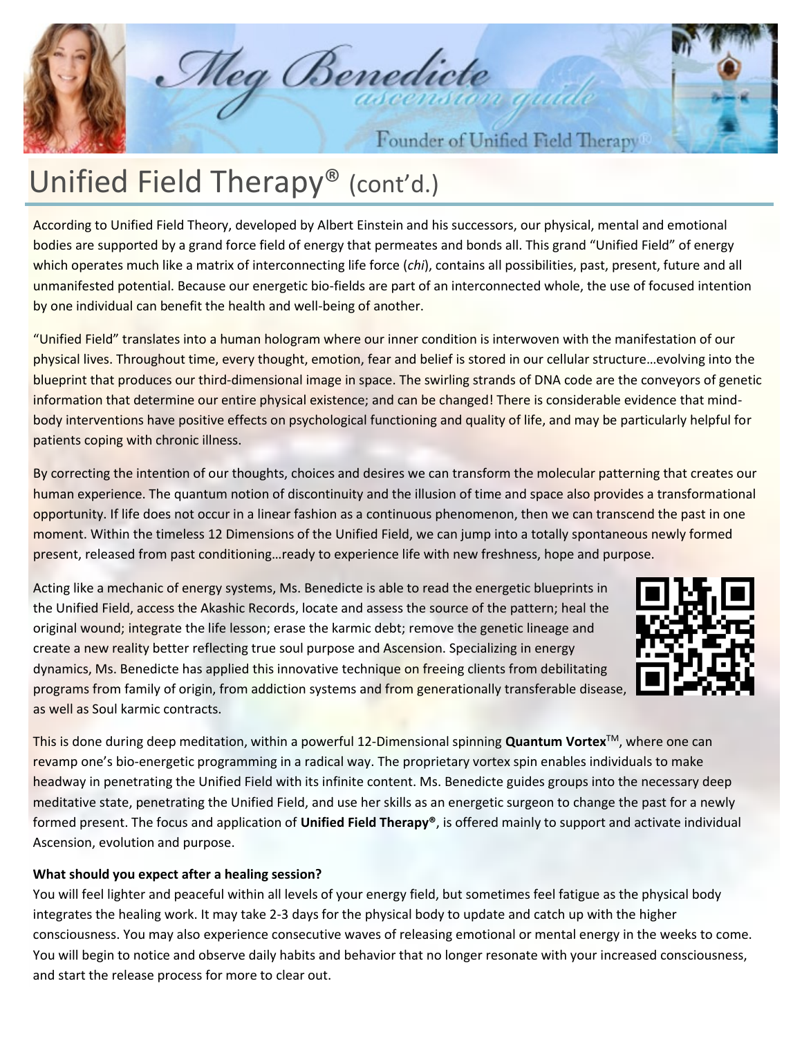# Unified Field Therapy® (cont'd.)

According to Unified Field Theory, developed by Albert Einstein and his successors, our physical, mental and emotional bodies are supported by a grand force field of energy that permeates and bonds all. This grand "Unified Field" of energy which operates much like a matrix of interconnecting life force (*chi*), contains all possibilities, past, present, future and all unmanifested potential. Because our energetic bio-fields are part of an interconnected whole, the use of focused intention by one individual can benefit the health and well-being of another.

"Unified Field" translates into a human hologram where our inner condition is interwoven with the manifestation of our physical lives. Throughout time, every thought, emotion, fear and belief is stored in our cellular structure…evolving into the blueprint that produces our third-dimensional image in space. The swirling strands of DNA code are the conveyors of genetic information that determine our entire physical existence; and can be changed! There is considerable evidence that mind-body interventions have positive effects on psychological functioning and quality of life, and may be particularly helpful for patients coping with chronic illness.

By correcting the intention of our thoughts, choices and desires we can transform the molecular patterning that creates our human experience. The quantum notion of discontinuity and the illusion of time and space also provides a transformational opportunity. If life does not occur in a linear fashion as a continuous phenomenon, then we can transcend the past in one moment. Within the timeless 12 Dimensions of the Unified Field, we can jump into a totally spontaneous newly formed present, released from past conditioning…ready to experience life with new freshness, hope and purpose.

Acting like a mechanic of energy systems, Ms. Benedicte is able to read the energetic blueprints in the Unified Field, access the Akashic Records, locate and assess the source of the pattern; heal the original wound; integrate the life lesson; erase the karmic debt; remove the genetic lineage and create a new reality better reflecting true soul purpose and Ascension. Specializing in energy dynamics, Ms. Benedicte has applied this innovative technique on freeing clients from debilitating programs from family of origin, from addiction systems and from generationally transferable disease, as well as Soul karmic contracts.

This is done during deep meditation, within a powerful 12-Dimensional spinning **Quantum Vortex**™, where one can revamp one's bio-energetic programming in a radical way. The proprietary vortex spin enables individuals to make headway in penetrating the Unified Field with its infinite content. Ms. Benedicte guides groups into the necessary deep meditative state, penetrating the Unified Field, and use her skills as an energetic surgeon to change the past for a newly formed present. The focus and application of **Unified Field Therapy®**, is offered mainly to support and activate individual Ascension, evolution and purpose.

**What should you expect after a healing session?**

You will feel lighter and peaceful within all levels of your energy field, but sometimes feel fatigue as the physical body integrates the healing work. It may take 2-3 days for the physical body to update and catch up with the higher consciousness. You may also experience consecutive waves of releasing emotional or mental energy in the weeks to come. You will begin to notice and observe daily habits and behavior that no longer resonate with your increased consciousness, and start the release process for more to clear out.